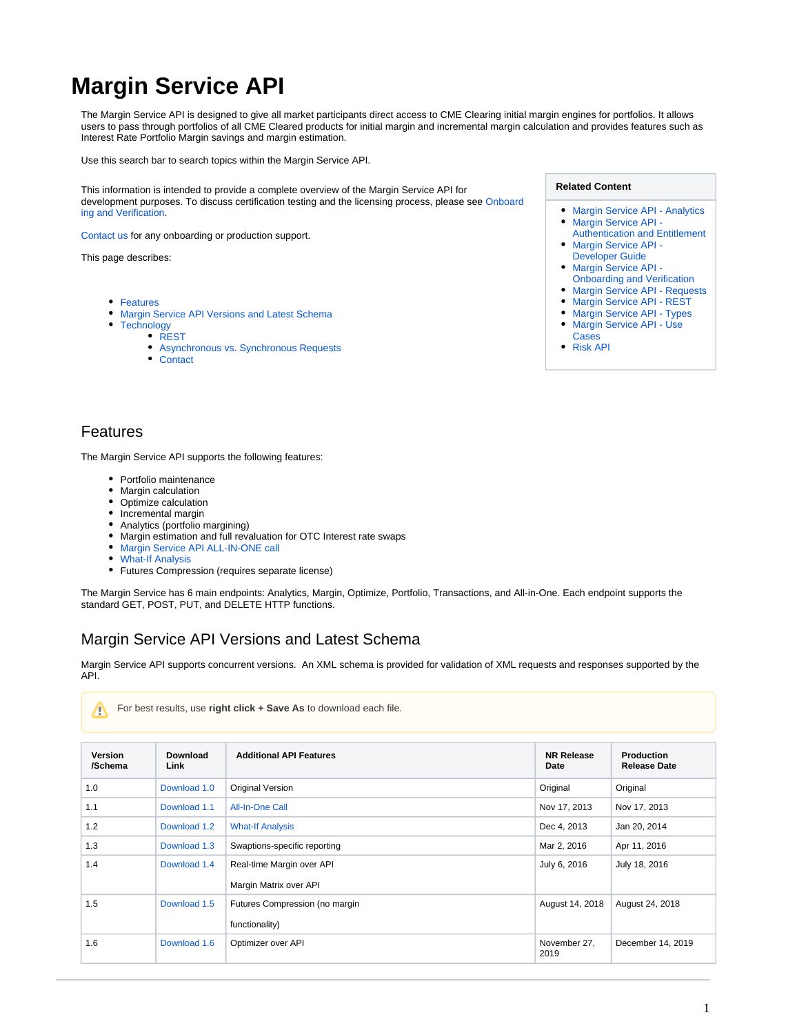# Margin Service API

The Margin Service API is designed to give all market participants direct access to CME Clearing initial margin engines for portfolios. It allows users to pass through portfolios of all CME Cleared products for initial margin and incremental margin calculation and provides features such as Interest Rate Portfolio Margin savings and margin estimation.

Use this search bar to search topics within the Margin Service API.

This information is intended to provide a complete overview of the Margin Service API for development purposes. To discuss certification testing and the licensing process, please see Onboarding and Verification.

Contact us for any onboarding or production support.

This page describes:

- Features
- Margin Service API Versions and Latest Schema
- Technology
  - REST
  - Asynchronous vs. Synchronous Requests
  - Contact

**Related Content**

- Margin Service API - Analytics
- Margin Service API - Authentication and Entitlement
- Margin Service API - Developer Guide
- Margin Service API - Onboarding and Verification
- Margin Service API - Requests
- Margin Service API - REST
- Margin Service API - Types
- Margin Service API - Use Cases
- Risk API

## Features

The Margin Service API supports the following features:

- Portfolio maintenance
- Margin calculation
- Optimize calculation
- Incremental margin
- Analytics (portfolio margining)
- Margin estimation and full revaluation for OTC Interest rate swaps
- Margin Service API ALL-IN-ONE call
- What-If Analysis
- Futures Compression (requires separate license)

The Margin Service has 6 main endpoints: Analytics, Margin, Optimize, Portfolio, Transactions, and All-in-One. Each endpoint supports the standard GET, POST, PUT, and DELETE HTTP functions.

## Margin Service API Versions and Latest Schema

Margin Service API supports concurrent versions. An XML schema is provided for validation of XML requests and responses supported by the API.

For best results, use **right click + Save As** to download each file.

| Version /Schema | Download Link | Additional API Features | NR Release Date | Production Release Date |
|---|---|---|---|---|
| 1.0 | Download 1.0 | Original Version | Original | Original |
| 1.1 | Download 1.1 | All-In-One Call | Nov 17, 2013 | Nov 17, 2013 |
| 1.2 | Download 1.2 | What-If Analysis | Dec 4, 2013 | Jan 20, 2014 |
| 1.3 | Download 1.3 | Swaptions-specific reporting | Mar 2, 2016 | Apr 11, 2016 |
| 1.4 | Download 1.4 | Real-time Margin over API<br><br>Margin Matrix over API | July 6, 2016 | July 18, 2016 |
| 1.5 | Download 1.5 | Futures Compression (no margin<br><br>functionality) | August 14, 2018 | August 24, 2018 |
| 1.6 | Download 1.6 | Optimizer over API | November 27, 2019 | December 14, 2019 |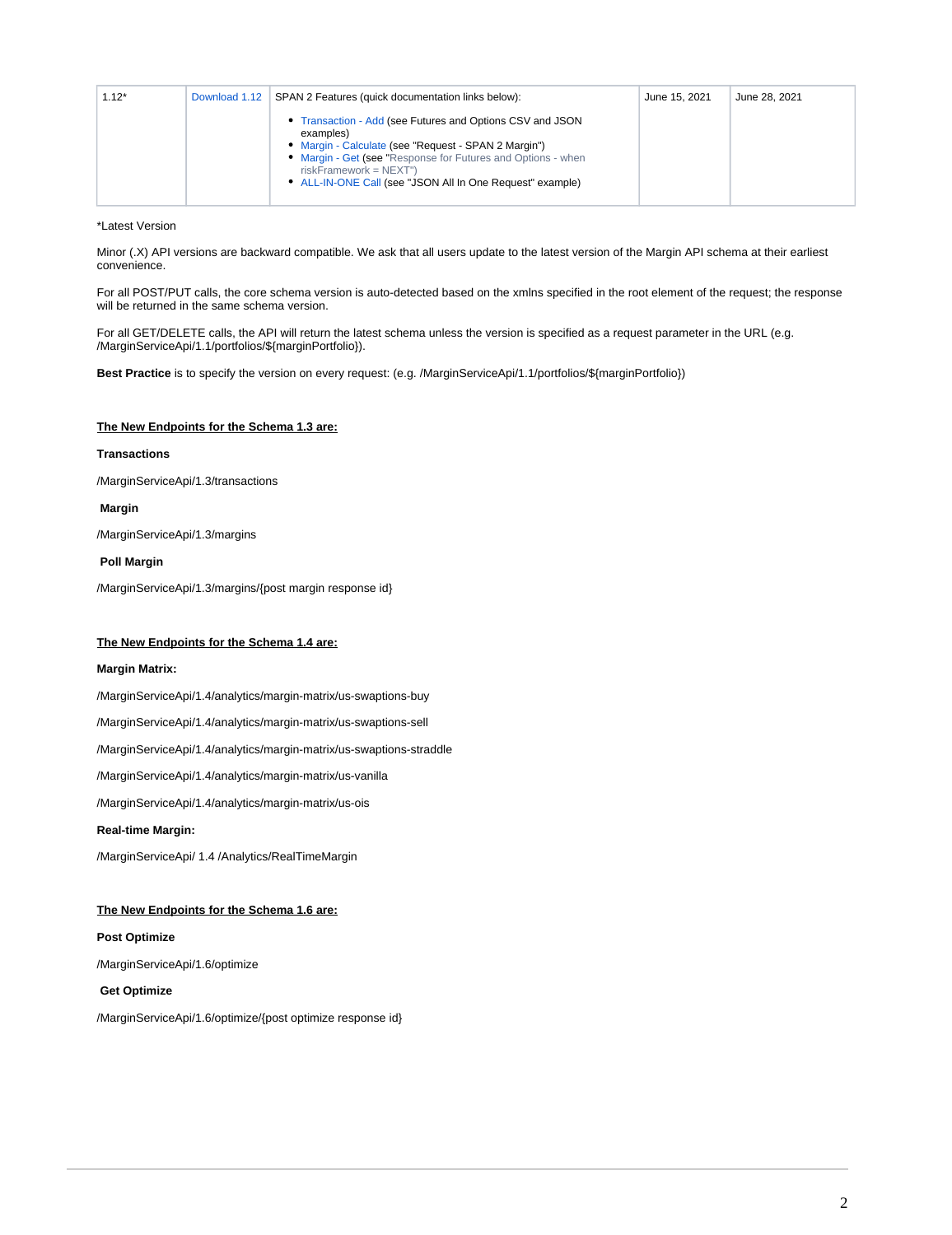| 1.12* | Download 1.12 | SPAN 2 Features (quick documentation links below):<br><br>- Transaction - Add (see Futures and Options CSV and JSON examples)<br>- Margin - Calculate (see "Request - SPAN 2 Margin")<br>- Margin - Get (see "Response for Futures and Options - when riskFramework = NEXT")<br>- ALL-IN-ONE Call (see "JSON All In One Request" example) | June 15, 2021 | June 28, 2021 |
|---|---|---|---|---|

*Latest Version

Minor (.X) API versions are backward compatible. We ask that all users update to the latest version of the Margin API schema at their earliest convenience.

For all POST/PUT calls, the core schema version is auto-detected based on the xmlns specified in the root element of the request; the response will be returned in the same schema version.

For all GET/DELETE calls, the API will return the latest schema unless the version is specified as a request parameter in the URL (e.g. /MarginServiceApi/1.1/portfolios/${marginPortfolio}).

**Best Practice** is to specify the version on every request: (e.g. /MarginServiceApi/1.1/portfolios/${marginPortfolio})

**The New Endpoints for the Schema 1.3 are:**

**Transactions**

/MarginServiceApi/1.3/transactions

**Margin**

/MarginServiceApi/1.3/margins

**Poll Margin**

/MarginServiceApi/1.3/margins/{post margin response id}

**The New Endpoints for the Schema 1.4 are:**

**Margin Matrix:**

/MarginServiceApi/1.4/analytics/margin-matrix/us-swaptions-buy

/MarginServiceApi/1.4/analytics/margin-matrix/us-swaptions-sell

/MarginServiceApi/1.4/analytics/margin-matrix/us-swaptions-straddle

/MarginServiceApi/1.4/analytics/margin-matrix/us-vanilla

/MarginServiceApi/1.4/analytics/margin-matrix/us-ois

**Real-time Margin:**

/MarginServiceApi/ 1.4 /Analytics/RealTimeMargin

**The New Endpoints for the Schema 1.6 are:**

**Post Optimize**

/MarginServiceApi/1.6/optimize

**Get Optimize**

/MarginServiceApi/1.6/optimize/{post optimize response id}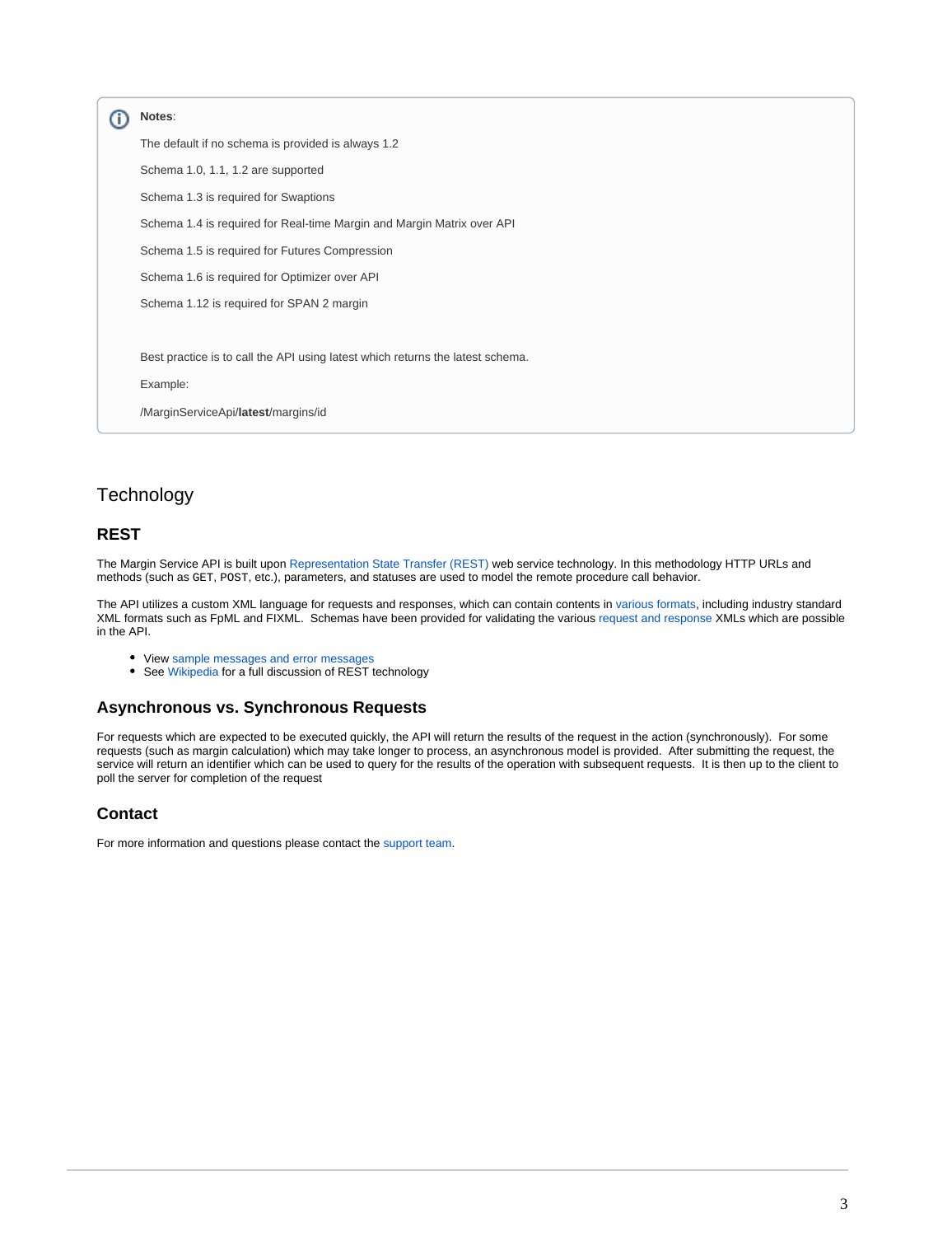**Notes**:

The default if no schema is provided is always 1.2

Schema 1.0, 1.1, 1.2 are supported

Schema 1.3 is required for Swaptions

Schema 1.4 is required for Real-time Margin and Margin Matrix over API

Schema 1.5 is required for Futures Compression

Schema 1.6 is required for Optimizer over API

Schema 1.12 is required for SPAN 2 margin

Best practice is to call the API using latest which returns the latest schema.

Example:

/MarginServiceApi/**latest**/margins/id

# Technology

## REST

The Margin Service API is built upon Representation State Transfer (REST) web service technology. In this methodology HTTP URLs and methods (such as `GET`, `POST`, etc.), parameters, and statuses are used to model the remote procedure call behavior.

The API utilizes a custom XML language for requests and responses, which can contain contents in various formats, including industry standard XML formats such as FpML and FIXML.  Schemas have been provided for validating the various request and response XMLs which are possible in the API.

- View sample messages and error messages
- See Wikipedia for a full discussion of REST technology

## Asynchronous vs. Synchronous Requests

For requests which are expected to be executed quickly, the API will return the results of the request in the action (synchronously).  For some requests (such as margin calculation) which may take longer to process, an asynchronous model is provided.  After submitting the request, the service will return an identifier which can be used to query for the results of the operation with subsequent requests.  It is then up to the client to poll the server for completion of the request

## Contact

For more information and questions please contact the support team.